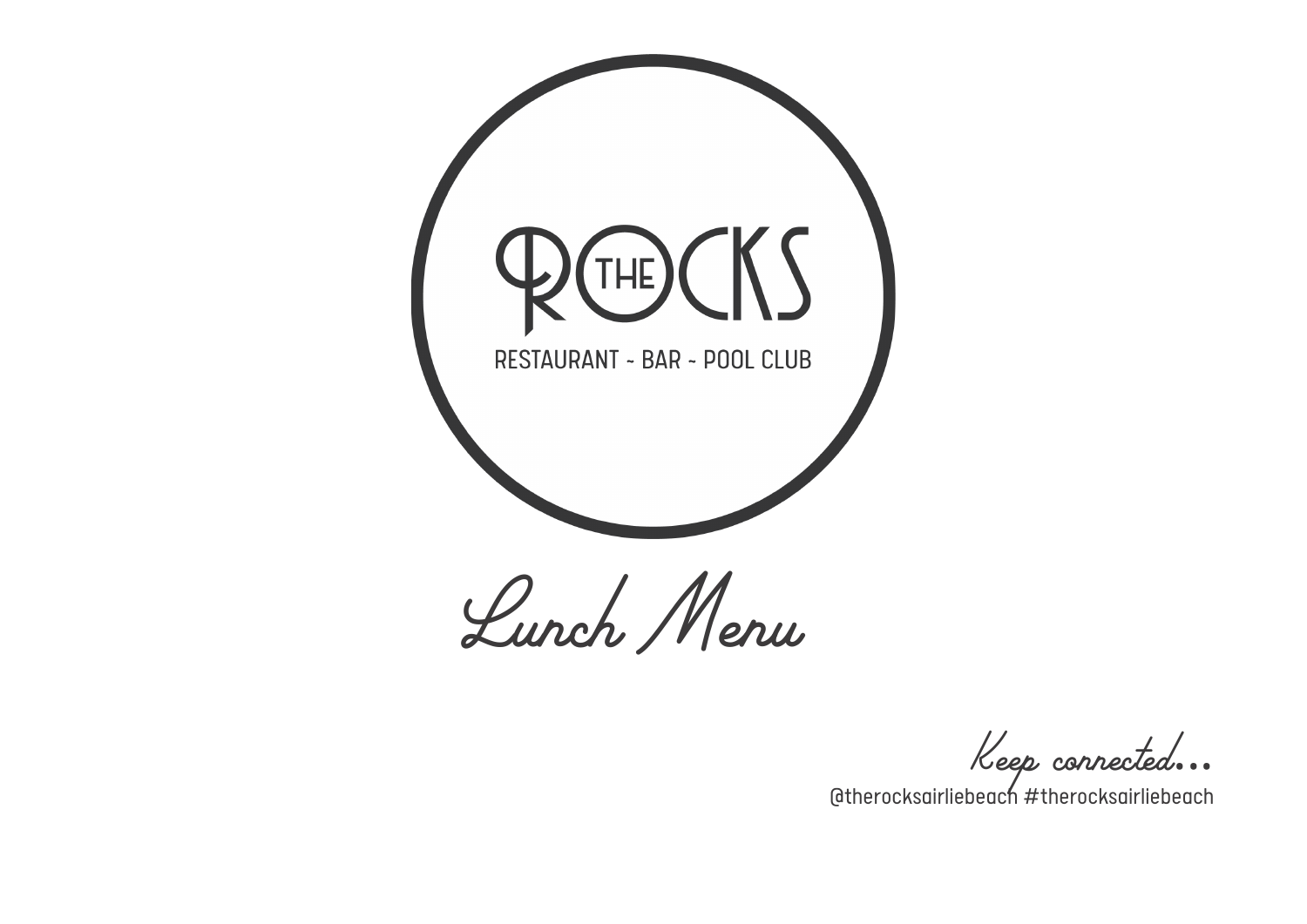# THE ROCKS

RESTAURANT ~ BAR ~ POOL CLUB

## Lunch Menu

*Keep connected...*

@therocksairliebeach #therocksairliebeach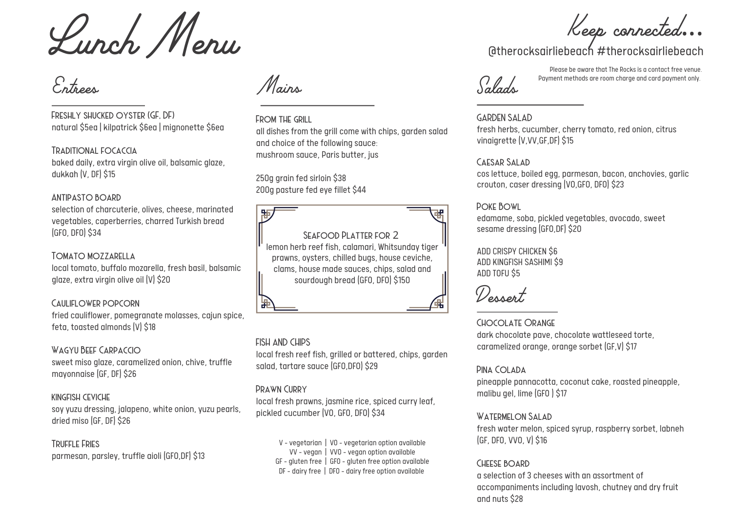# Lunch Menu

## Keep connected...

@therocksairliebeach #therocksairliebeach

Please be aware that The Rocks is a contact free venue.
Payment methods are room charge and card payment only.

## Entrees

**Freshly shucked oyster (GF, DF)**
natural $5ea | kilpatrick $6ea | mignonette $6ea

**Traditional focaccia**
baked daily, extra virgin olive oil, balsamic glaze, dukkah (V, DF) $15

**Antipasto board**
selection of charcuterie, olives, cheese, marinated vegetables, caperberries, charred Turkish bread (GFO, DFO) $34

**Tomato mozzarella**
local tomato, buffalo mozarella, fresh basil, balsamic glaze, extra virgin olive oil (V) $20

**Cauliflower popcorn**
fried cauliflower, pomegranate molasses, cajun spice, feta, toasted almonds (V) $18

**Wagyu Beef Carpaccio**
sweet miso glaze, caramelized onion, chive, truffle mayonnaise (GF, DF) $26

**Kingfish ceviche**
soy yuzu dressing, jalapeno, white onion, yuzu pearls, dried miso (GF, DF) $26

**Truffle Fries**
parmesan, parsley, truffle aioli (GFO,DF) $13

## Mains

**From the grill**
all dishes from the grill come with chips, garden salad and choice of the following sauce:
mushroom sauce, Paris butter, jus

250g grain fed sirloin $38
200g pasture fed eye fillet $44

**Seafood Platter for 2**
lemon herb reef fish, calamari, Whitsunday tiger prawns, oysters, chilled bugs, house ceviche, clams, house made sauces, chips, salad and sourdough bread (GFO, DFO) $150

**Fish and chips**
local fresh reef fish, grilled or battered, chips, garden salad, tartare sauce (GFO,DFO) $29

**Prawn Curry**
local fresh prawns, jasmine rice, spiced curry leaf, pickled cucumber (VO, GFO, DFO) $34

V - vegetarian | VO - vegetarian option available
VV - vegan | VVO - vegan option available
GF - gluten free | GFO - gluten free option available
DF - dairy free | DFO - dairy free option available

## Salads

**Garden Salad**
fresh herbs, cucumber, cherry tomato, red onion, citrus vinaigrette (V,VV,GF,DF) $15

**Caesar Salad**
cos lettuce, boiled egg, parmesan, bacon, anchovies, garlic crouton, caser dressing (VO,GFO, DFO) $23

**Poke Bowl**
edamame, soba, pickled vegetables, avocado, sweet sesame dressing (GFO,DF) $20

ADD CRISPY CHICKEN $6
ADD KINGFISH SASHIMI $9
ADD TOFU $5

## Dessert

**Chocolate Orange**
dark chocolate pave, chocolate wattleseed torte, caramelized orange, orange sorbet (GF,V) $17

**Pina Colada**
pineapple pannacotta, coconut cake, roasted pineapple, malibu gel, lime (GFO ) $17

**Watermelon Salad**
fresh water melon, spiced syrup, raspberry sorbet, labneh (GF, DFO, VVO, V) $16

**Cheese board**
a selection of 3 cheeses with an assortment of accompaniments including lavosh, chutney and dry fruit and nuts $28